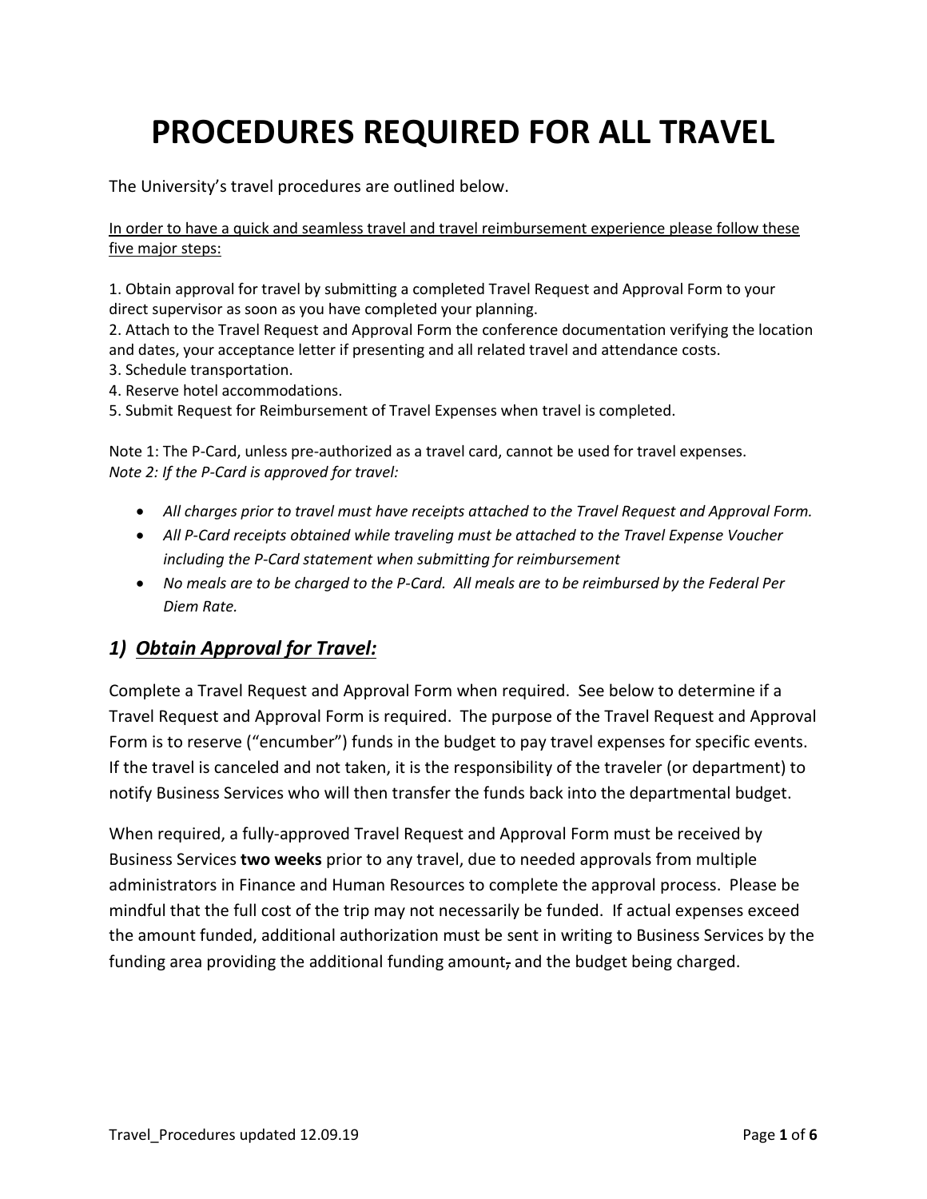# PROCEDURES REQUIRED FOR ALL TRAVEL

The University's travel procedures are outlined below.

<u>In order to have a quick and seamless travel and travel reimbursement experience please follow these five major steps:</u>

1. Obtain approval for travel by submitting a completed Travel Request and Approval Form to your direct supervisor as soon as you have completed your planning.
2. Attach to the Travel Request and Approval Form the conference documentation verifying the location and dates, your acceptance letter if presenting and all related travel and attendance costs.
3. Schedule transportation.
4. Reserve hotel accommodations.
5. Submit Request for Reimbursement of Travel Expenses when travel is completed.

Note 1: The P-Card, unless pre-authorized as a travel card, cannot be used for travel expenses.
*Note 2: If the P-Card is approved for travel:*

- *All charges prior to travel must have receipts attached to the Travel Request and Approval Form.*
- *All P-Card receipts obtained while traveling must be attached to the Travel Expense Voucher including the P-Card statement when submitting for reimbursement*
- *No meals are to be charged to the P-Card. All meals are to be reimbursed by the Federal Per Diem Rate.*

## *1) <u>Obtain Approval for Travel:</u>*

Complete a Travel Request and Approval Form when required. See below to determine if a Travel Request and Approval Form is required. The purpose of the Travel Request and Approval Form is to reserve ("encumber") funds in the budget to pay travel expenses for specific events. If the travel is canceled and not taken, it is the responsibility of the traveler (or department) to notify Business Services who will then transfer the funds back into the departmental budget.

When required, a fully-approved Travel Request and Approval Form must be received by Business Services **two weeks** prior to any travel, due to needed approvals from multiple administrators in Finance and Human Resources to complete the approval process. Please be mindful that the full cost of the trip may not necessarily be funded. If actual expenses exceed the amount funded, additional authorization must be sent in writing to Business Services by the funding area providing the additional funding amount~~,~~ and the budget being charged.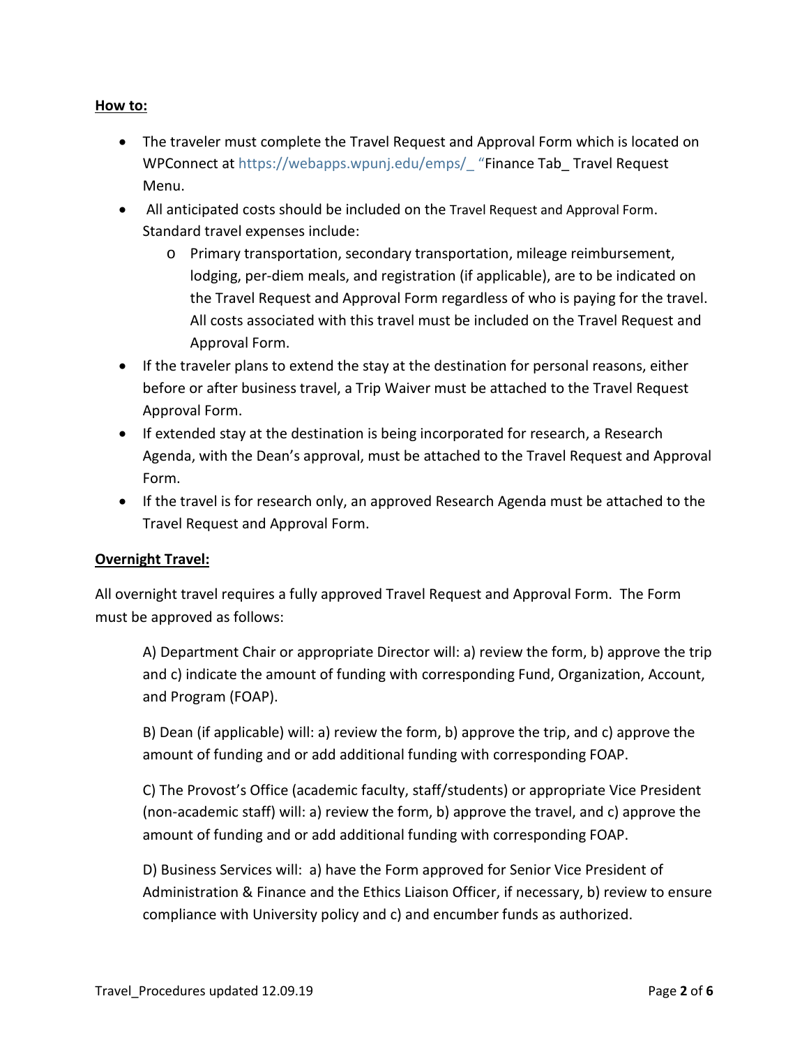**How to:**

- The traveler must complete the Travel Request and Approval Form which is located on WPConnect at https://webapps.wpunj.edu/emps/_ "Finance Tab_ Travel Request Menu.
- All anticipated costs should be included on the Travel Request and Approval Form. Standard travel expenses include:
    - Primary transportation, secondary transportation, mileage reimbursement, lodging, per-diem meals, and registration (if applicable), are to be indicated on the Travel Request and Approval Form regardless of who is paying for the travel. All costs associated with this travel must be included on the Travel Request and Approval Form.
- If the traveler plans to extend the stay at the destination for personal reasons, either before or after business travel, a Trip Waiver must be attached to the Travel Request Approval Form.
- If extended stay at the destination is being incorporated for research, a Research Agenda, with the Dean's approval, must be attached to the Travel Request and Approval Form.
- If the travel is for research only, an approved Research Agenda must be attached to the Travel Request and Approval Form.

**Overnight Travel:**

All overnight travel requires a fully approved Travel Request and Approval Form. The Form must be approved as follows:

A) Department Chair or appropriate Director will: a) review the form, b) approve the trip and c) indicate the amount of funding with corresponding Fund, Organization, Account, and Program (FOAP).

B) Dean (if applicable) will: a) review the form, b) approve the trip, and c) approve the amount of funding and or add additional funding with corresponding FOAP.

C) The Provost's Office (academic faculty, staff/students) or appropriate Vice President (non-academic staff) will: a) review the form, b) approve the travel, and c) approve the amount of funding and or add additional funding with corresponding FOAP.

D) Business Services will: a) have the Form approved for Senior Vice President of Administration & Finance and the Ethics Liaison Officer, if necessary, b) review to ensure compliance with University policy and c) and encumber funds as authorized.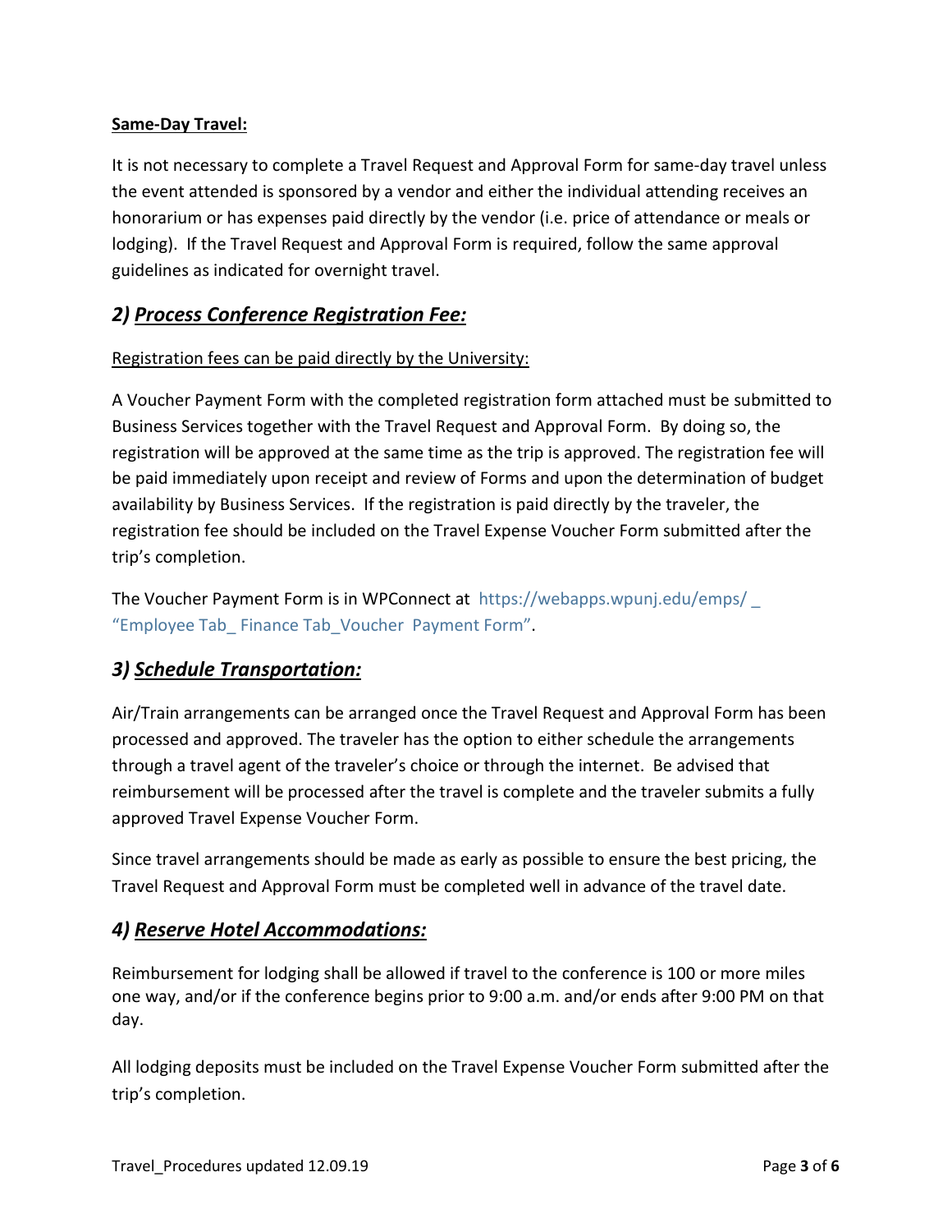**Same-Day Travel:**

It is not necessary to complete a Travel Request and Approval Form for same-day travel unless the event attended is sponsored by a vendor and either the individual attending receives an honorarium or has expenses paid directly by the vendor (i.e. price of attendance or meals or lodging). If the Travel Request and Approval Form is required, follow the same approval guidelines as indicated for overnight travel.

## *2) Process Conference Registration Fee:*

Registration fees can be paid directly by the University:

A Voucher Payment Form with the completed registration form attached must be submitted to Business Services together with the Travel Request and Approval Form. By doing so, the registration will be approved at the same time as the trip is approved. The registration fee will be paid immediately upon receipt and review of Forms and upon the determination of budget availability by Business Services. If the registration is paid directly by the traveler, the registration fee should be included on the Travel Expense Voucher Form submitted after the trip's completion.

The Voucher Payment Form is in WPConnect at https://webapps.wpunj.edu/emps/ _ "Employee Tab_ Finance Tab_Voucher Payment Form".

## *3) Schedule Transportation:*

Air/Train arrangements can be arranged once the Travel Request and Approval Form has been processed and approved. The traveler has the option to either schedule the arrangements through a travel agent of the traveler's choice or through the internet. Be advised that reimbursement will be processed after the travel is complete and the traveler submits a fully approved Travel Expense Voucher Form.

Since travel arrangements should be made as early as possible to ensure the best pricing, the Travel Request and Approval Form must be completed well in advance of the travel date.

## *4) Reserve Hotel Accommodations:*

Reimbursement for lodging shall be allowed if travel to the conference is 100 or more miles one way, and/or if the conference begins prior to 9:00 a.m. and/or ends after 9:00 PM on that day.

All lodging deposits must be included on the Travel Expense Voucher Form submitted after the trip's completion.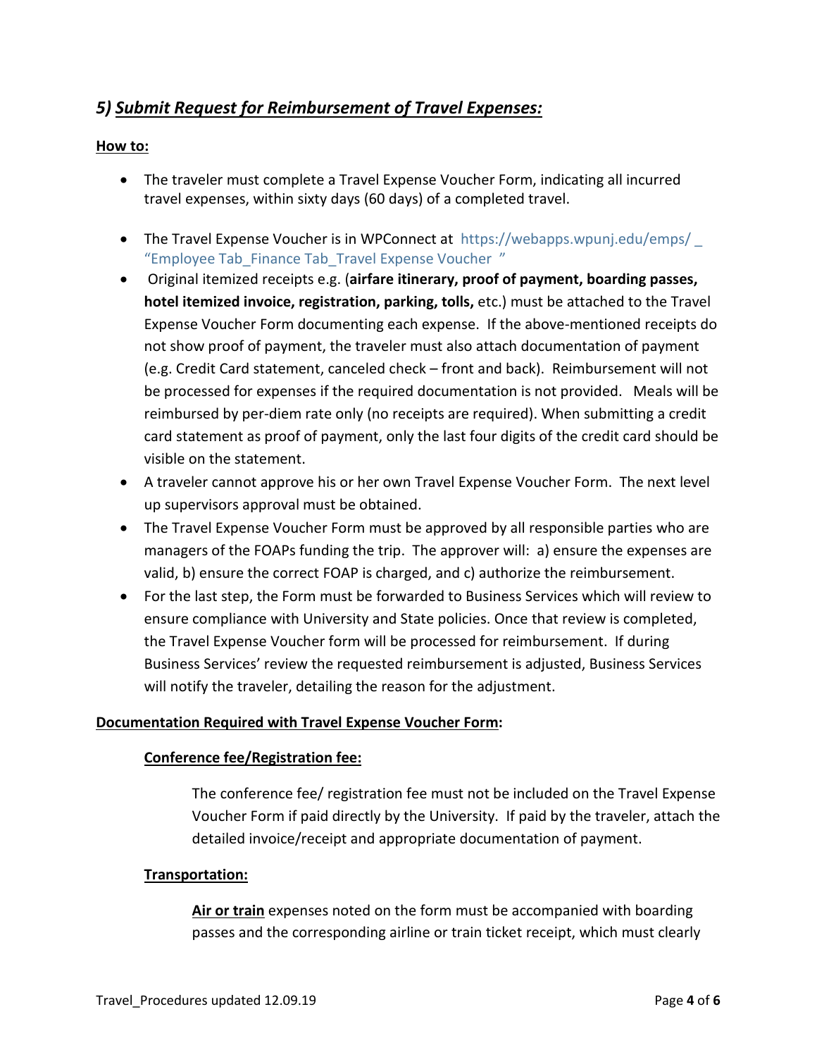## *5) Submit Request for Reimbursement of Travel Expenses:*

**How to:**

- The traveler must complete a Travel Expense Voucher Form, indicating all incurred travel expenses, within sixty days (60 days) of a completed travel.
- The Travel Expense Voucher is in WPConnect at https://webapps.wpunj.edu/emps/ _ "Employee Tab_Finance Tab_Travel Expense Voucher "
- Original itemized receipts e.g. (**airfare itinerary, proof of payment, boarding passes, hotel itemized invoice, registration, parking, tolls,** etc.) must be attached to the Travel Expense Voucher Form documenting each expense. If the above-mentioned receipts do not show proof of payment, the traveler must also attach documentation of payment (e.g. Credit Card statement, canceled check – front and back). Reimbursement will not be processed for expenses if the required documentation is not provided. Meals will be reimbursed by per-diem rate only (no receipts are required). When submitting a credit card statement as proof of payment, only the last four digits of the credit card should be visible on the statement.
- A traveler cannot approve his or her own Travel Expense Voucher Form. The next level up supervisors approval must be obtained.
- The Travel Expense Voucher Form must be approved by all responsible parties who are managers of the FOAPs funding the trip. The approver will: a) ensure the expenses are valid, b) ensure the correct FOAP is charged, and c) authorize the reimbursement.
- For the last step, the Form must be forwarded to Business Services which will review to ensure compliance with University and State policies. Once that review is completed, the Travel Expense Voucher form will be processed for reimbursement. If during Business Services' review the requested reimbursement is adjusted, Business Services will notify the traveler, detailing the reason for the adjustment.

**Documentation Required with Travel Expense Voucher Form:**

**Conference fee/Registration fee:**

The conference fee/ registration fee must not be included on the Travel Expense Voucher Form if paid directly by the University. If paid by the traveler, attach the detailed invoice/receipt and appropriate documentation of payment.

**Transportation:**

**Air or train** expenses noted on the form must be accompanied with boarding passes and the corresponding airline or train ticket receipt, which must clearly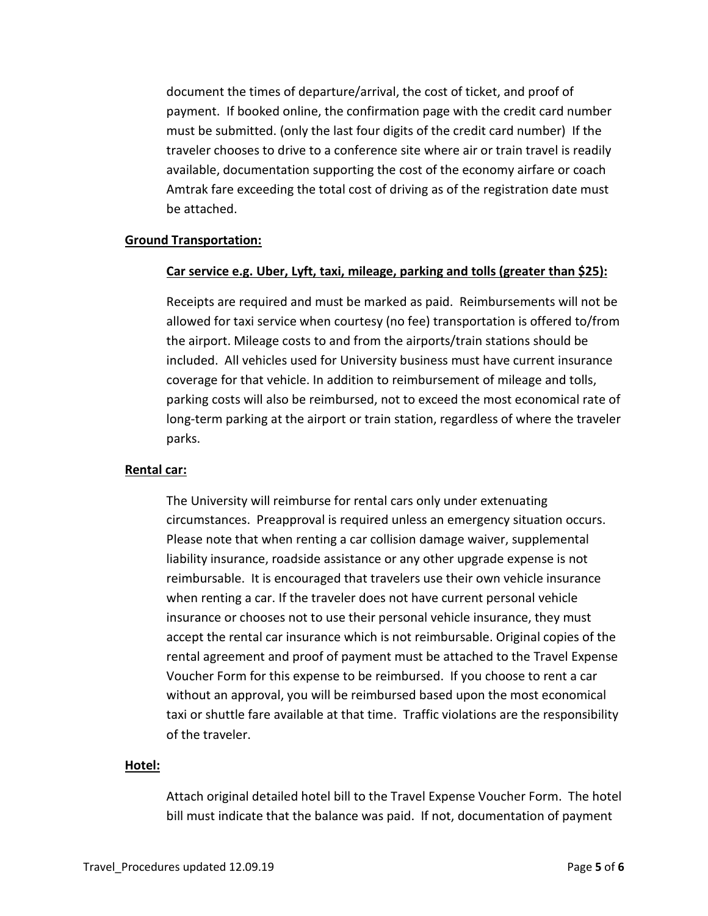document the times of departure/arrival, the cost of ticket, and proof of payment. If booked online, the confirmation page with the credit card number must be submitted. (only the last four digits of the credit card number) If the traveler chooses to drive to a conference site where air or train travel is readily available, documentation supporting the cost of the economy airfare or coach Amtrak fare exceeding the total cost of driving as of the registration date must be attached.

**Ground Transportation:**

**Car service e.g. Uber, Lyft, taxi, mileage, parking and tolls (greater than $25):**

Receipts are required and must be marked as paid. Reimbursements will not be allowed for taxi service when courtesy (no fee) transportation is offered to/from the airport. Mileage costs to and from the airports/train stations should be included. All vehicles used for University business must have current insurance coverage for that vehicle. In addition to reimbursement of mileage and tolls, parking costs will also be reimbursed, not to exceed the most economical rate of long-term parking at the airport or train station, regardless of where the traveler parks.

**Rental car:**

The University will reimburse for rental cars only under extenuating circumstances. Preapproval is required unless an emergency situation occurs. Please note that when renting a car collision damage waiver, supplemental liability insurance, roadside assistance or any other upgrade expense is not reimbursable. It is encouraged that travelers use their own vehicle insurance when renting a car. If the traveler does not have current personal vehicle insurance or chooses not to use their personal vehicle insurance, they must accept the rental car insurance which is not reimbursable. Original copies of the rental agreement and proof of payment must be attached to the Travel Expense Voucher Form for this expense to be reimbursed. If you choose to rent a car without an approval, you will be reimbursed based upon the most economical taxi or shuttle fare available at that time. Traffic violations are the responsibility of the traveler.

**Hotel:**

Attach original detailed hotel bill to the Travel Expense Voucher Form. The hotel bill must indicate that the balance was paid. If not, documentation of payment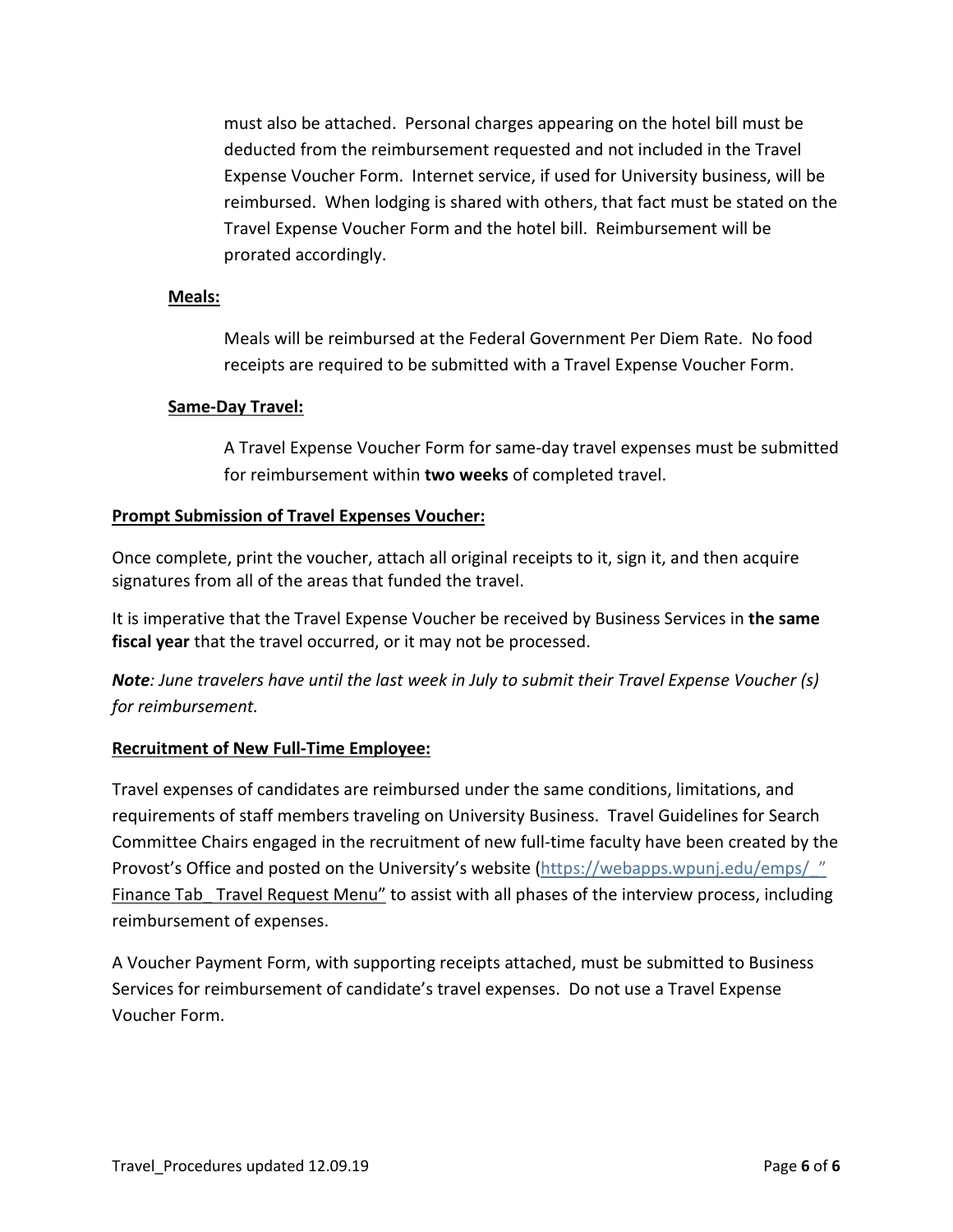must also be attached. Personal charges appearing on the hotel bill must be deducted from the reimbursement requested and not included in the Travel Expense Voucher Form. Internet service, if used for University business, will be reimbursed. When lodging is shared with others, that fact must be stated on the Travel Expense Voucher Form and the hotel bill. Reimbursement will be prorated accordingly.

**Meals:**

Meals will be reimbursed at the Federal Government Per Diem Rate. No food receipts are required to be submitted with a Travel Expense Voucher Form.

**Same-Day Travel:**

A Travel Expense Voucher Form for same-day travel expenses must be submitted for reimbursement within **two weeks** of completed travel.

**Prompt Submission of Travel Expenses Voucher:**

Once complete, print the voucher, attach all original receipts to it, sign it, and then acquire signatures from all of the areas that funded the travel.

It is imperative that the Travel Expense Voucher be received by Business Services in **the same fiscal year** that the travel occurred, or it may not be processed.

***Note**: June travelers have until the last week in July to submit their Travel Expense Voucher (s) for reimbursement.*

**Recruitment of New Full-Time Employee:**

Travel expenses of candidates are reimbursed under the same conditions, limitations, and requirements of staff members traveling on University Business. Travel Guidelines for Search Committee Chairs engaged in the recruitment of new full-time faculty have been created by the Provost's Office and posted on the University's website (https://webapps.wpunj.edu/emps/_" Finance Tab_ Travel Request Menu" to assist with all phases of the interview process, including reimbursement of expenses.

A Voucher Payment Form, with supporting receipts attached, must be submitted to Business Services for reimbursement of candidate's travel expenses. Do not use a Travel Expense Voucher Form.